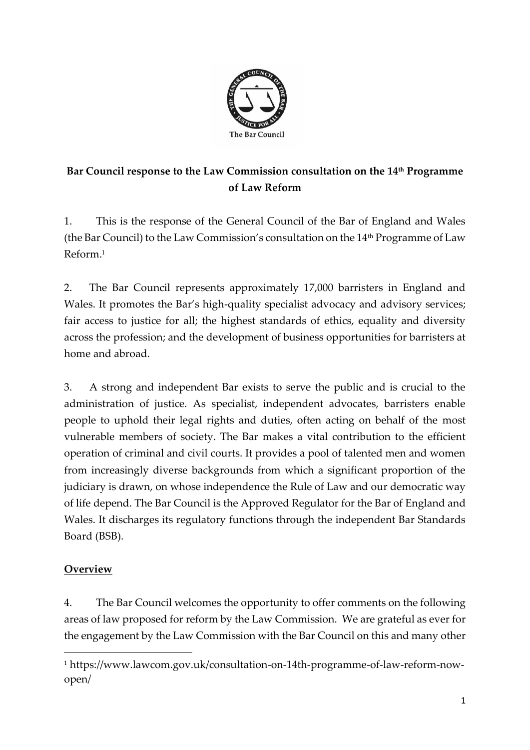**Bar Council response to the Law Commission consultation on the 14th Programme of Law Reform**

1. This is the response of the General Council of the Bar of England and Wales (the Bar Council) to the Law Commission's consultation on the 14th Programme of Law Reform.[1]

2. The Bar Council represents approximately 17,000 barristers in England and Wales. It promotes the Bar's high-quality specialist advocacy and advisory services; fair access to justice for all; the highest standards of ethics, equality and diversity across the profession; and the development of business opportunities for barristers at home and abroad.

3. A strong and independent Bar exists to serve the public and is crucial to the administration of justice. As specialist, independent advocates, barristers enable people to uphold their legal rights and duties, often acting on behalf of the most vulnerable members of society. The Bar makes a vital contribution to the efficient operation of criminal and civil courts. It provides a pool of talented men and women from increasingly diverse backgrounds from which a significant proportion of the judiciary is drawn, on whose independence the Rule of Law and our democratic way of life depend. The Bar Council is the Approved Regulator for the Bar of England and Wales. It discharges its regulatory functions through the independent Bar Standards Board (BSB).

## Overview

4. The Bar Council welcomes the opportunity to offer comments on the following areas of law proposed for reform by the Law Commission. We are grateful as ever for the engagement by the Law Commission with the Bar Council on this and many other

[1] https://www.lawcom.gov.uk/consultation-on-14th-programme-of-law-reform-now-open/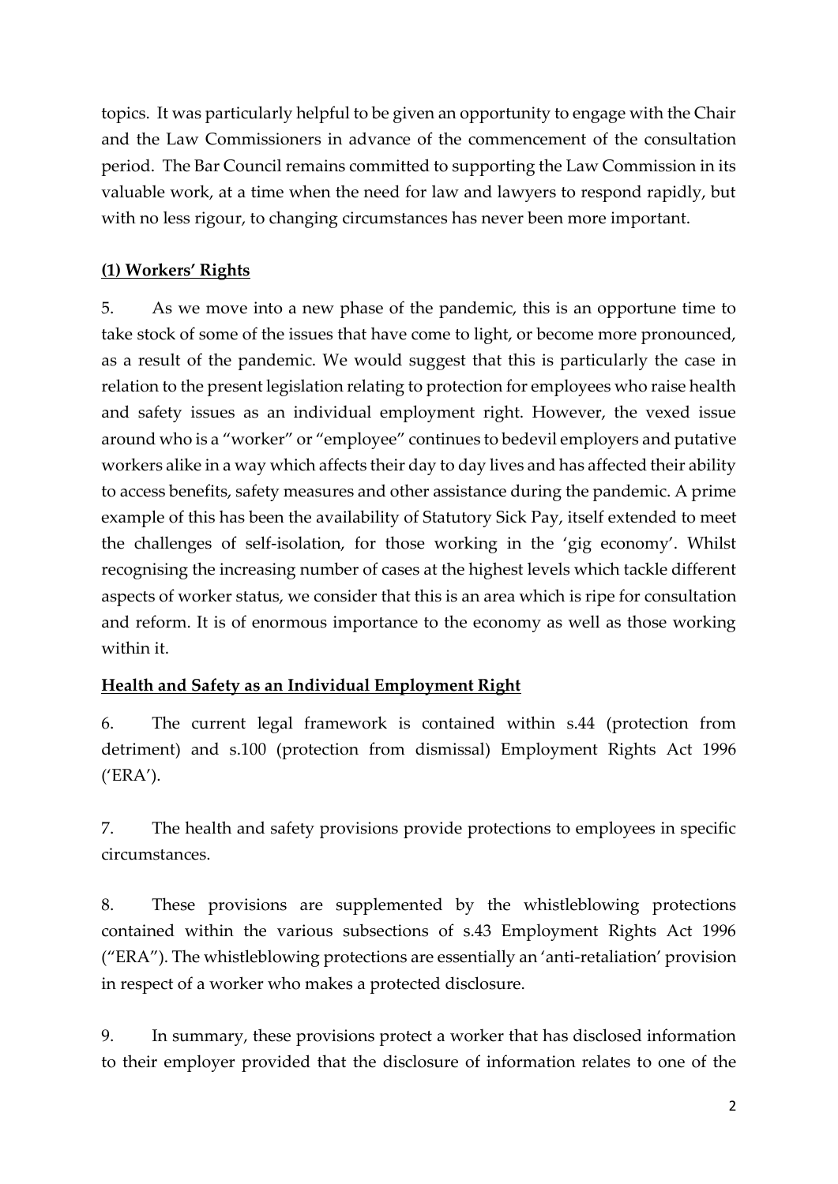topics. It was particularly helpful to be given an opportunity to engage with the Chair and the Law Commissioners in advance of the commencement of the consultation period. The Bar Council remains committed to supporting the Law Commission in its valuable work, at a time when the need for law and lawyers to respond rapidly, but with no less rigour, to changing circumstances has never been more important.

## **(1) Workers' Rights**

5. As we move into a new phase of the pandemic, this is an opportune time to take stock of some of the issues that have come to light, or become more pronounced, as a result of the pandemic. We would suggest that this is particularly the case in relation to the present legislation relating to protection for employees who raise health and safety issues as an individual employment right. However, the vexed issue around who is a "worker" or "employee" continues to bedevil employers and putative workers alike in a way which affects their day to day lives and has affected their ability to access benefits, safety measures and other assistance during the pandemic. A prime example of this has been the availability of Statutory Sick Pay, itself extended to meet the challenges of self-isolation, for those working in the 'gig economy'. Whilst recognising the increasing number of cases at the highest levels which tackle different aspects of worker status, we consider that this is an area which is ripe for consultation and reform. It is of enormous importance to the economy as well as those working within it.

## **Health and Safety as an Individual Employment Right**

6. The current legal framework is contained within s.44 (protection from detriment) and s.100 (protection from dismissal) Employment Rights Act 1996 ('ERA').

7. The health and safety provisions provide protections to employees in specific circumstances.

8. These provisions are supplemented by the whistleblowing protections contained within the various subsections of s.43 Employment Rights Act 1996 ("ERA"). The whistleblowing protections are essentially an 'anti-retaliation' provision in respect of a worker who makes a protected disclosure.

9. In summary, these provisions protect a worker that has disclosed information to their employer provided that the disclosure of information relates to one of the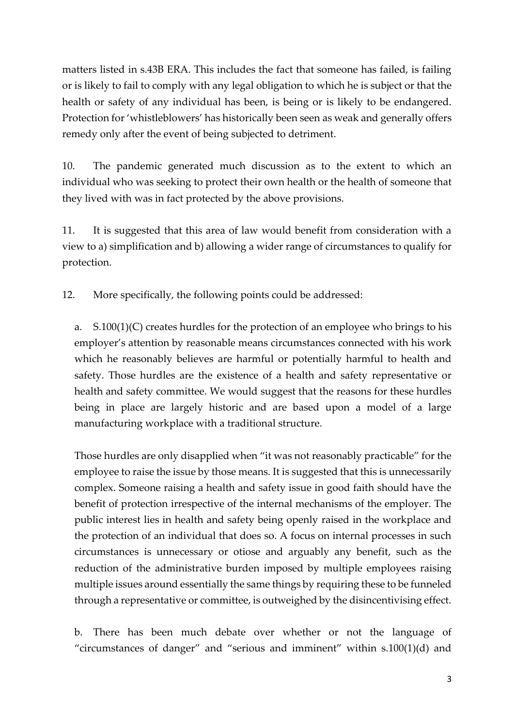matters listed in s.43B ERA. This includes the fact that someone has failed, is failing or is likely to fail to comply with any legal obligation to which he is subject or that the health or safety of any individual has been, is being or is likely to be endangered. Protection for 'whistleblowers' has historically been seen as weak and generally offers remedy only after the event of being subjected to detriment.

10. The pandemic generated much discussion as to the extent to which an individual who was seeking to protect their own health or the health of someone that they lived with was in fact protected by the above provisions.

11. It is suggested that this area of law would benefit from consideration with a view to a) simplification and b) allowing a wider range of circumstances to qualify for protection.

12. More specifically, the following points could be addressed:

a. S.100(1)(C) creates hurdles for the protection of an employee who brings to his employer's attention by reasonable means circumstances connected with his work which he reasonably believes are harmful or potentially harmful to health and safety. Those hurdles are the existence of a health and safety representative or health and safety committee. We would suggest that the reasons for these hurdles being in place are largely historic and are based upon a model of a large manufacturing workplace with a traditional structure.

Those hurdles are only disapplied when "it was not reasonably practicable" for the employee to raise the issue by those means. It is suggested that this is unnecessarily complex. Someone raising a health and safety issue in good faith should have the benefit of protection irrespective of the internal mechanisms of the employer. The public interest lies in health and safety being openly raised in the workplace and the protection of an individual that does so. A focus on internal processes in such circumstances is unnecessary or otiose and arguably any benefit, such as the reduction of the administrative burden imposed by multiple employees raising multiple issues around essentially the same things by requiring these to be funneled through a representative or committee, is outweighed by the disincentivising effect.

b. There has been much debate over whether or not the language of "circumstances of danger" and "serious and imminent" within s.100(1)(d) and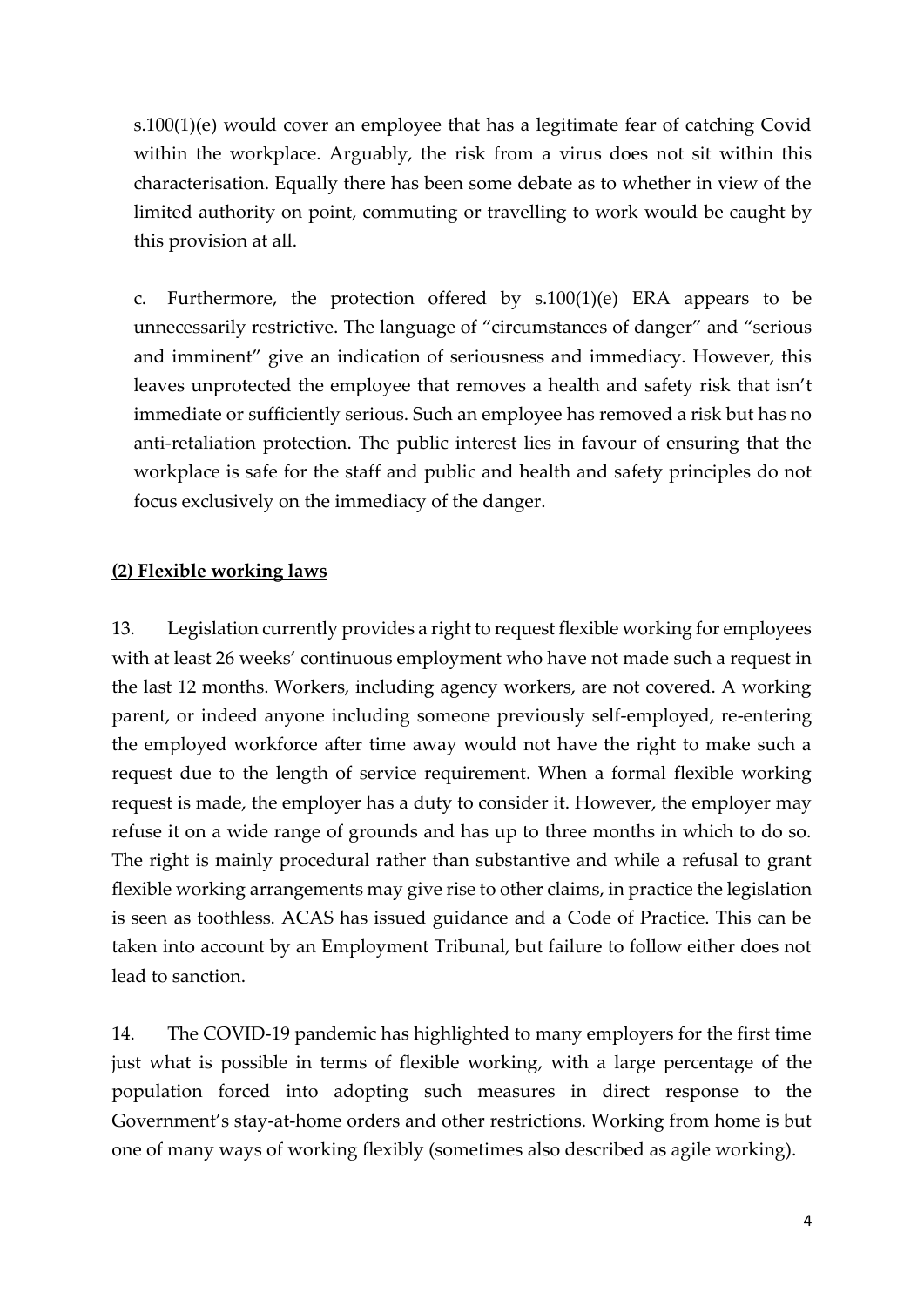s.100(1)(e) would cover an employee that has a legitimate fear of catching Covid within the workplace. Arguably, the risk from a virus does not sit within this characterisation. Equally there has been some debate as to whether in view of the limited authority on point, commuting or travelling to work would be caught by this provision at all.

c. Furthermore, the protection offered by s.100(1)(e) ERA appears to be unnecessarily restrictive. The language of "circumstances of danger" and "serious and imminent" give an indication of seriousness and immediacy. However, this leaves unprotected the employee that removes a health and safety risk that isn't immediate or sufficiently serious. Such an employee has removed a risk but has no anti-retaliation protection. The public interest lies in favour of ensuring that the workplace is safe for the staff and public and health and safety principles do not focus exclusively on the immediacy of the danger.

**(2) Flexible working laws**

13. Legislation currently provides a right to request flexible working for employees with at least 26 weeks' continuous employment who have not made such a request in the last 12 months. Workers, including agency workers, are not covered. A working parent, or indeed anyone including someone previously self-employed, re-entering the employed workforce after time away would not have the right to make such a request due to the length of service requirement. When a formal flexible working request is made, the employer has a duty to consider it. However, the employer may refuse it on a wide range of grounds and has up to three months in which to do so. The right is mainly procedural rather than substantive and while a refusal to grant flexible working arrangements may give rise to other claims, in practice the legislation is seen as toothless. ACAS has issued guidance and a Code of Practice. This can be taken into account by an Employment Tribunal, but failure to follow either does not lead to sanction.

14. The COVID-19 pandemic has highlighted to many employers for the first time just what is possible in terms of flexible working, with a large percentage of the population forced into adopting such measures in direct response to the Government's stay-at-home orders and other restrictions. Working from home is but one of many ways of working flexibly (sometimes also described as agile working).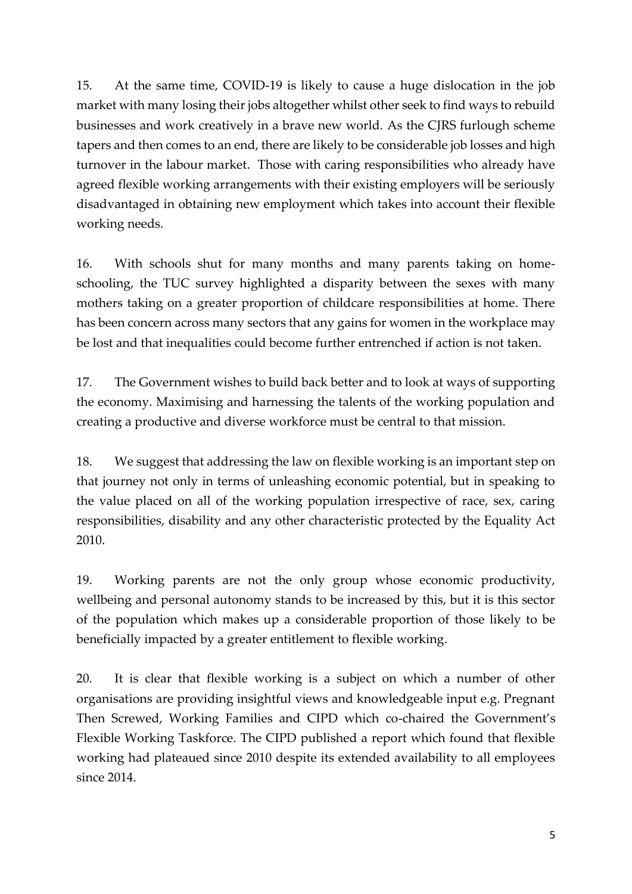15. At the same time, COVID-19 is likely to cause a huge dislocation in the job market with many losing their jobs altogether whilst other seek to find ways to rebuild businesses and work creatively in a brave new world. As the CJRS furlough scheme tapers and then comes to an end, there are likely to be considerable job losses and high turnover in the labour market. Those with caring responsibilities who already have agreed flexible working arrangements with their existing employers will be seriously disadvantaged in obtaining new employment which takes into account their flexible working needs.

16. With schools shut for many months and many parents taking on home-schooling, the TUC survey highlighted a disparity between the sexes with many mothers taking on a greater proportion of childcare responsibilities at home. There has been concern across many sectors that any gains for women in the workplace may be lost and that inequalities could become further entrenched if action is not taken.

17. The Government wishes to build back better and to look at ways of supporting the economy. Maximising and harnessing the talents of the working population and creating a productive and diverse workforce must be central to that mission.

18. We suggest that addressing the law on flexible working is an important step on that journey not only in terms of unleashing economic potential, but in speaking to the value placed on all of the working population irrespective of race, sex, caring responsibilities, disability and any other characteristic protected by the Equality Act 2010.

19. Working parents are not the only group whose economic productivity, wellbeing and personal autonomy stands to be increased by this, but it is this sector of the population which makes up a considerable proportion of those likely to be beneficially impacted by a greater entitlement to flexible working.

20. It is clear that flexible working is a subject on which a number of other organisations are providing insightful views and knowledgeable input e.g. Pregnant Then Screwed, Working Families and CIPD which co-chaired the Government's Flexible Working Taskforce. The CIPD published a report which found that flexible working had plateaued since 2010 despite its extended availability to all employees since 2014.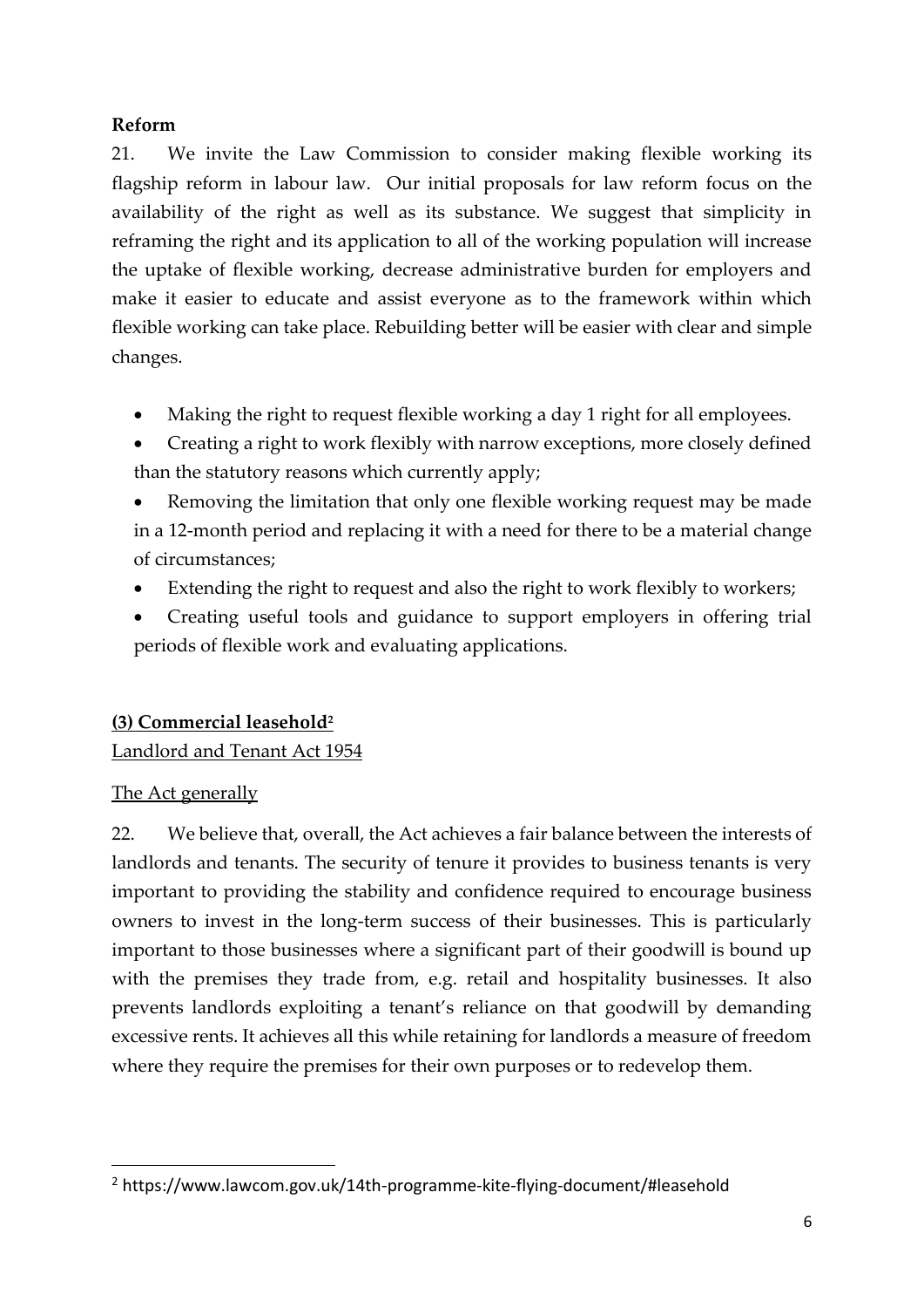**Reform**

21. We invite the Law Commission to consider making flexible working its flagship reform in labour law. Our initial proposals for law reform focus on the availability of the right as well as its substance. We suggest that simplicity in reframing the right and its application to all of the working population will increase the uptake of flexible working, decrease administrative burden for employers and make it easier to educate and assist everyone as to the framework within which flexible working can take place. Rebuilding better will be easier with clear and simple changes.

- Making the right to request flexible working a day 1 right for all employees.
- Creating a right to work flexibly with narrow exceptions, more closely defined than the statutory reasons which currently apply;
- Removing the limitation that only one flexible working request may be made in a 12-month period and replacing it with a need for there to be a material change of circumstances;
- Extending the right to request and also the right to work flexibly to workers;
- Creating useful tools and guidance to support employers in offering trial periods of flexible work and evaluating applications.

## (3) Commercial leasehold[2]

Landlord and Tenant Act 1954

The Act generally

22. We believe that, overall, the Act achieves a fair balance between the interests of landlords and tenants. The security of tenure it provides to business tenants is very important to providing the stability and confidence required to encourage business owners to invest in the long-term success of their businesses. This is particularly important to those businesses where a significant part of their goodwill is bound up with the premises they trade from, e.g. retail and hospitality businesses. It also prevents landlords exploiting a tenant's reliance on that goodwill by demanding excessive rents. It achieves all this while retaining for landlords a measure of freedom where they require the premises for their own purposes or to redevelop them.

---

[2] https://www.lawcom.gov.uk/14th-programme-kite-flying-document/#leasehold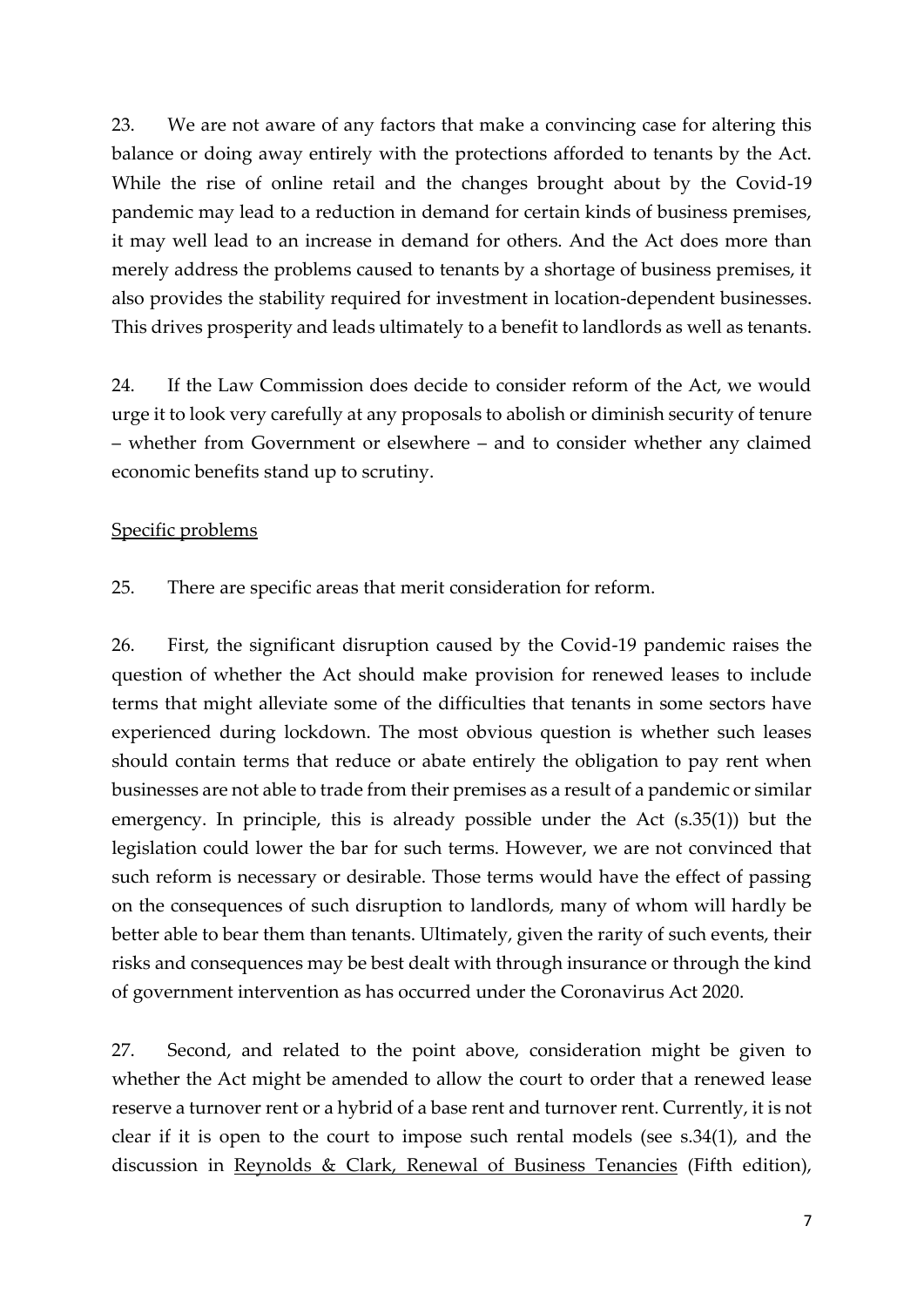23. We are not aware of any factors that make a convincing case for altering this balance or doing away entirely with the protections afforded to tenants by the Act. While the rise of online retail and the changes brought about by the Covid-19 pandemic may lead to a reduction in demand for certain kinds of business premises, it may well lead to an increase in demand for others. And the Act does more than merely address the problems caused to tenants by a shortage of business premises, it also provides the stability required for investment in location-dependent businesses. This drives prosperity and leads ultimately to a benefit to landlords as well as tenants.

24. If the Law Commission does decide to consider reform of the Act, we would urge it to look very carefully at any proposals to abolish or diminish security of tenure – whether from Government or elsewhere – and to consider whether any claimed economic benefits stand up to scrutiny.

<u>Specific problems</u>

25. There are specific areas that merit consideration for reform.

26. First, the significant disruption caused by the Covid-19 pandemic raises the question of whether the Act should make provision for renewed leases to include terms that might alleviate some of the difficulties that tenants in some sectors have experienced during lockdown. The most obvious question is whether such leases should contain terms that reduce or abate entirely the obligation to pay rent when businesses are not able to trade from their premises as a result of a pandemic or similar emergency. In principle, this is already possible under the Act (s.35(1)) but the legislation could lower the bar for such terms. However, we are not convinced that such reform is necessary or desirable. Those terms would have the effect of passing on the consequences of such disruption to landlords, many of whom will hardly be better able to bear them than tenants. Ultimately, given the rarity of such events, their risks and consequences may be best dealt with through insurance or through the kind of government intervention as has occurred under the Coronavirus Act 2020.

27. Second, and related to the point above, consideration might be given to whether the Act might be amended to allow the court to order that a renewed lease reserve a turnover rent or a hybrid of a base rent and turnover rent. Currently, it is not clear if it is open to the court to impose such rental models (see s.34(1), and the discussion in <u>Reynolds & Clark, Renewal of Business Tenancies</u> (Fifth edition),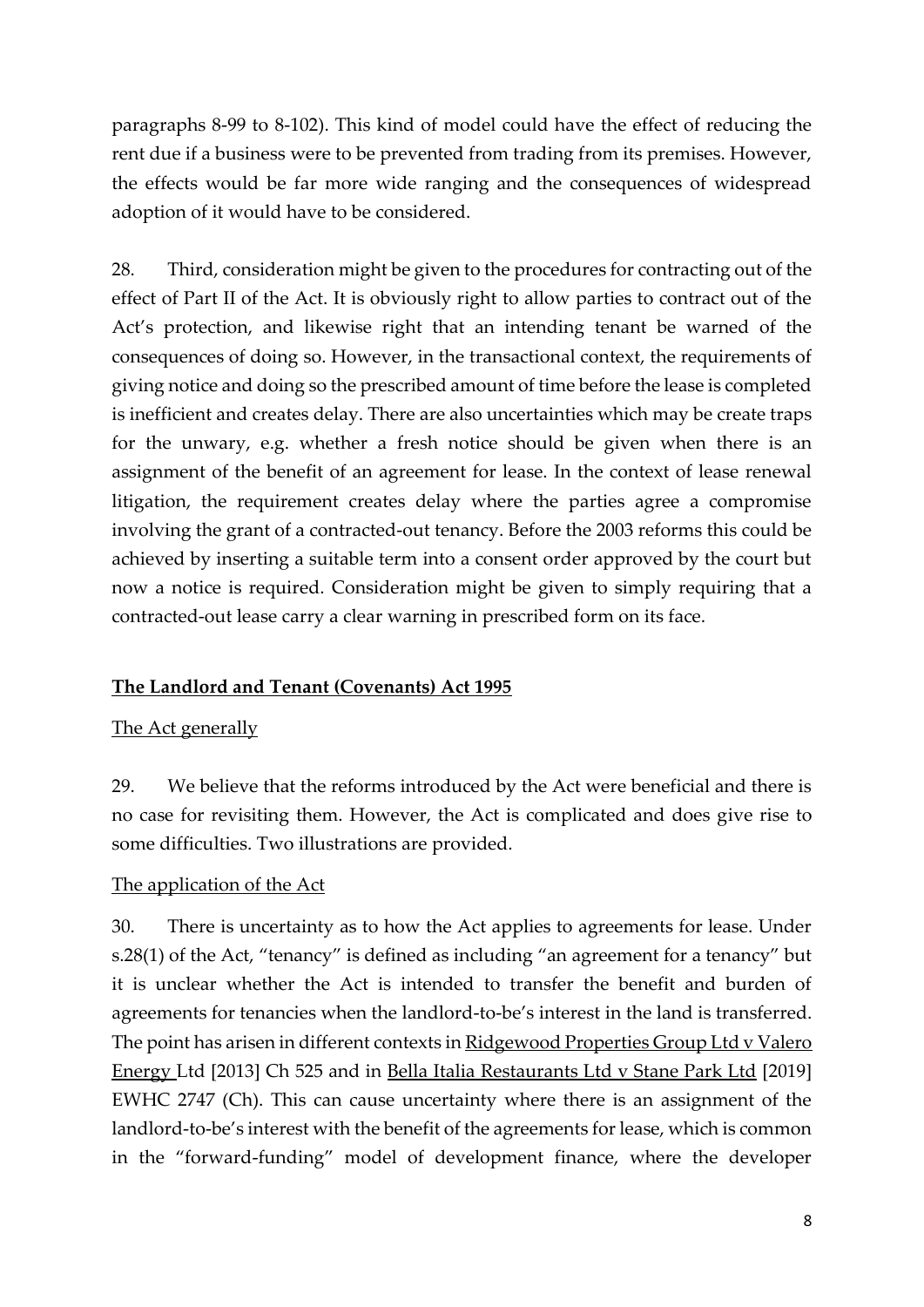paragraphs 8-99 to 8-102). This kind of model could have the effect of reducing the rent due if a business were to be prevented from trading from its premises. However, the effects would be far more wide ranging and the consequences of widespread adoption of it would have to be considered.

28. Third, consideration might be given to the procedures for contracting out of the effect of Part II of the Act. It is obviously right to allow parties to contract out of the Act's protection, and likewise right that an intending tenant be warned of the consequences of doing so. However, in the transactional context, the requirements of giving notice and doing so the prescribed amount of time before the lease is completed is inefficient and creates delay. There are also uncertainties which may be create traps for the unwary, e.g. whether a fresh notice should be given when there is an assignment of the benefit of an agreement for lease. In the context of lease renewal litigation, the requirement creates delay where the parties agree a compromise involving the grant of a contracted-out tenancy. Before the 2003 reforms this could be achieved by inserting a suitable term into a consent order approved by the court but now a notice is required. Consideration might be given to simply requiring that a contracted-out lease carry a clear warning in prescribed form on its face.

## The Landlord and Tenant (Covenants) Act 1995

### The Act generally

29. We believe that the reforms introduced by the Act were beneficial and there is no case for revisiting them. However, the Act is complicated and does give rise to some difficulties. Two illustrations are provided.

### The application of the Act

30. There is uncertainty as to how the Act applies to agreements for lease. Under s.28(1) of the Act, "tenancy" is defined as including "an agreement for a tenancy" but it is unclear whether the Act is intended to transfer the benefit and burden of agreements for tenancies when the landlord-to-be's interest in the land is transferred. The point has arisen in different contexts in Ridgewood Properties Group Ltd v Valero Energy Ltd [2013] Ch 525 and in Bella Italia Restaurants Ltd v Stane Park Ltd [2019] EWHC 2747 (Ch). This can cause uncertainty where there is an assignment of the landlord-to-be's interest with the benefit of the agreements for lease, which is common in the "forward-funding" model of development finance, where the developer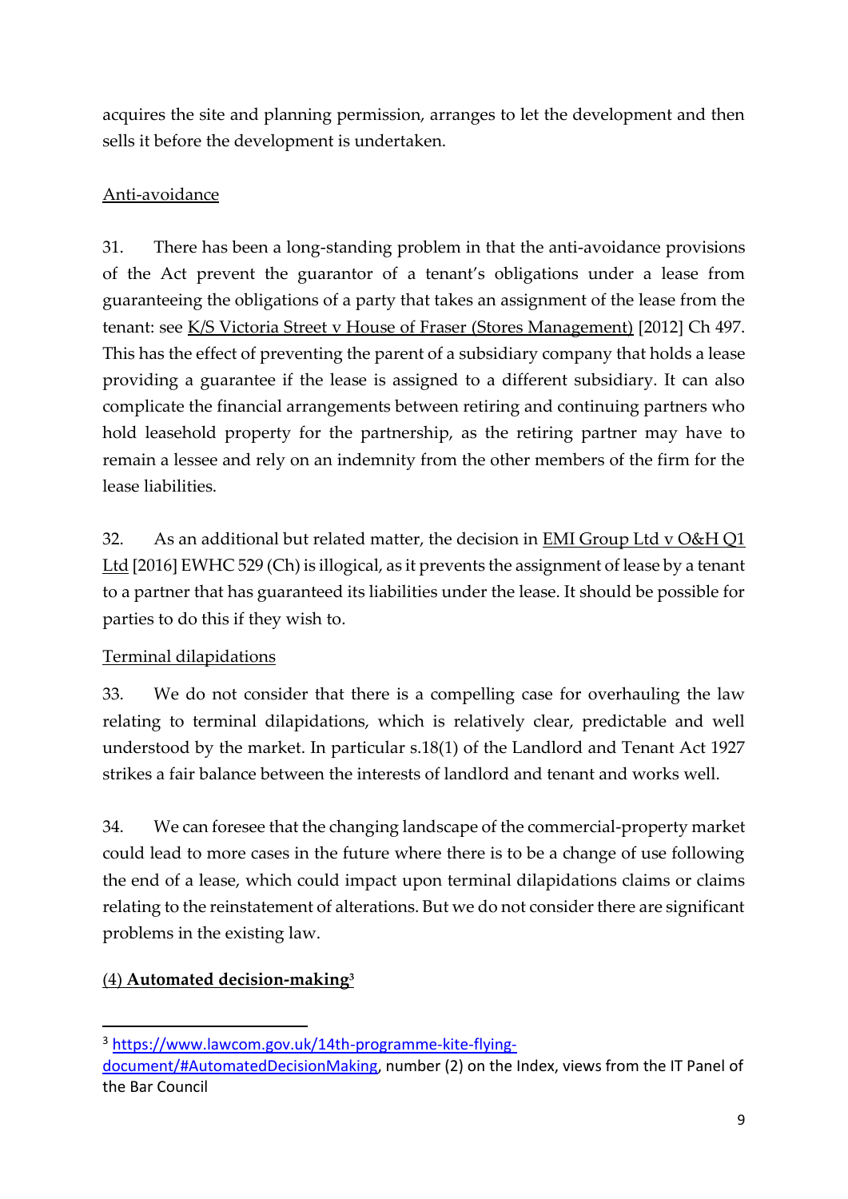acquires the site and planning permission, arranges to let the development and then sells it before the development is undertaken.

Anti-avoidance

31. There has been a long-standing problem in that the anti-avoidance provisions of the Act prevent the guarantor of a tenant's obligations under a lease from guaranteeing the obligations of a party that takes an assignment of the lease from the tenant: see K/S Victoria Street v House of Fraser (Stores Management) [2012] Ch 497. This has the effect of preventing the parent of a subsidiary company that holds a lease providing a guarantee if the lease is assigned to a different subsidiary. It can also complicate the financial arrangements between retiring and continuing partners who hold leasehold property for the partnership, as the retiring partner may have to remain a lessee and rely on an indemnity from the other members of the firm for the lease liabilities.

32. As an additional but related matter, the decision in EMI Group Ltd v O&H Q1 Ltd [2016] EWHC 529 (Ch) is illogical, as it prevents the assignment of lease by a tenant to a partner that has guaranteed its liabilities under the lease. It should be possible for parties to do this if they wish to.

Terminal dilapidations

33. We do not consider that there is a compelling case for overhauling the law relating to terminal dilapidations, which is relatively clear, predictable and well understood by the market. In particular s.18(1) of the Landlord and Tenant Act 1927 strikes a fair balance between the interests of landlord and tenant and works well.

34. We can foresee that the changing landscape of the commercial-property market could lead to more cases in the future where there is to be a change of use following the end of a lease, which could impact upon terminal dilapidations claims or claims relating to the reinstatement of alterations. But we do not consider there are significant problems in the existing law.

## (4) **Automated decision-making**[3]

[3] https://www.lawcom.gov.uk/14th-programme-kite-flying-document/#AutomatedDecisionMaking, number (2) on the Index, views from the IT Panel of the Bar Council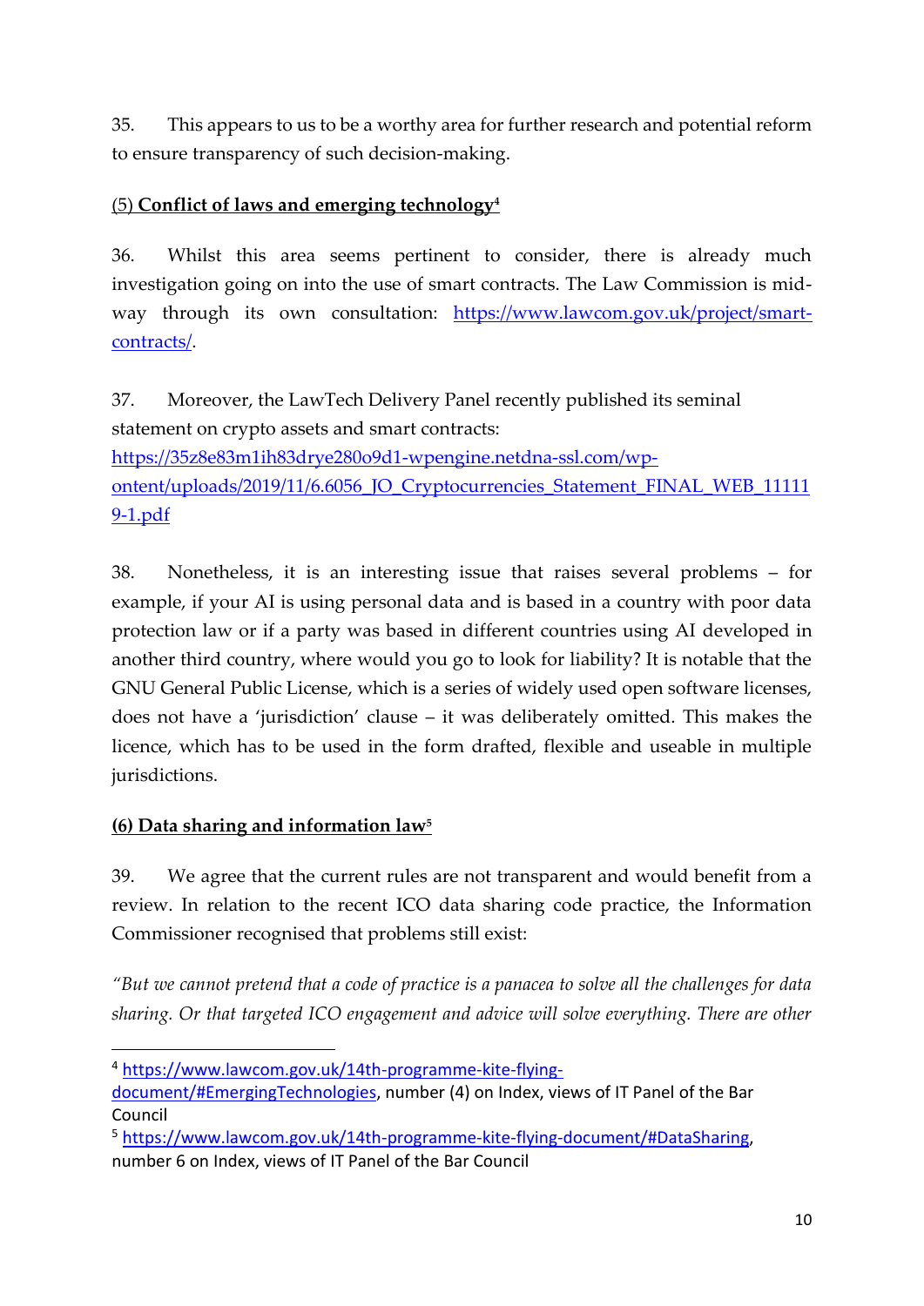35. This appears to us to be a worthy area for further research and potential reform to ensure transparency of such decision-making.

(5) **Conflict of laws and emerging technology**[4]

36. Whilst this area seems pertinent to consider, there is already much investigation going on into the use of smart contracts. The Law Commission is mid-way through its own consultation: https://www.lawcom.gov.uk/project/smart-contracts/.

37. Moreover, the LawTech Delivery Panel recently published its seminal statement on crypto assets and smart contracts: https://35z8e83m1ih83drye280o9d1-wpengine.netdna-ssl.com/wp-ontent/uploads/2019/11/6.6056_JO_Cryptocurrencies_Statement_FINAL_WEB_111119-1.pdf

38. Nonetheless, it is an interesting issue that raises several problems – for example, if your AI is using personal data and is based in a country with poor data protection law or if a party was based in different countries using AI developed in another third country, where would you go to look for liability? It is notable that the GNU General Public License, which is a series of widely used open software licenses, does not have a 'jurisdiction' clause – it was deliberately omitted. This makes the licence, which has to be used in the form drafted, flexible and useable in multiple jurisdictions.

**(6) Data sharing and information law**[5]

39. We agree that the current rules are not transparent and would benefit from a review. In relation to the recent ICO data sharing code practice, the Information Commissioner recognised that problems still exist:

*"But we cannot pretend that a code of practice is a panacea to solve all the challenges for data sharing. Or that targeted ICO engagement and advice will solve everything. There are other*

---

[4] https://www.lawcom.gov.uk/14th-programme-kite-flying-document/#EmergingTechnologies, number (4) on Index, views of IT Panel of the Bar Council

[5] https://www.lawcom.gov.uk/14th-programme-kite-flying-document/#DataSharing, number 6 on Index, views of IT Panel of the Bar Council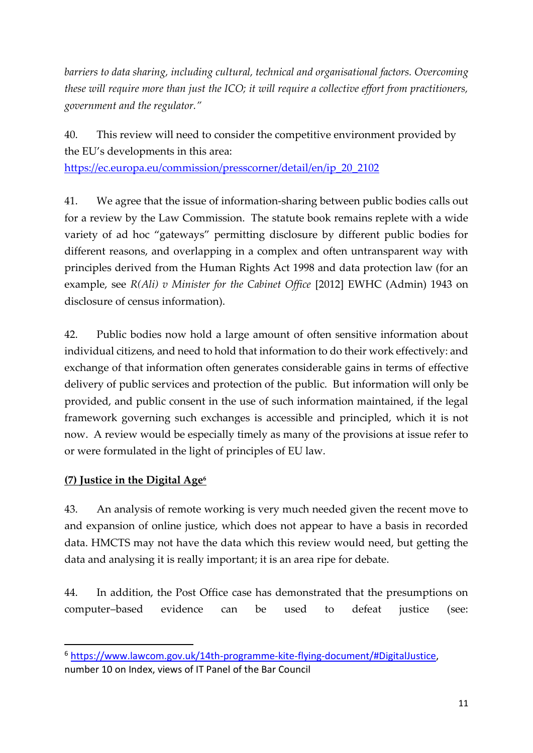*barriers to data sharing, including cultural, technical and organisational factors. Overcoming these will require more than just the ICO; it will require a collective effort from practitioners, government and the regulator."*

40. This review will need to consider the competitive environment provided by the EU's developments in this area: https://ec.europa.eu/commission/presscorner/detail/en/ip_20_2102

41. We agree that the issue of information-sharing between public bodies calls out for a review by the Law Commission. The statute book remains replete with a wide variety of ad hoc "gateways" permitting disclosure by different public bodies for different reasons, and overlapping in a complex and often untransparent way with principles derived from the Human Rights Act 1998 and data protection law (for an example, see *R(Ali) v Minister for the Cabinet Office* [2012] EWHC (Admin) 1943 on disclosure of census information).

42. Public bodies now hold a large amount of often sensitive information about individual citizens, and need to hold that information to do their work effectively: and exchange of that information often generates considerable gains in terms of effective delivery of public services and protection of the public. But information will only be provided, and public consent in the use of such information maintained, if the legal framework governing such exchanges is accessible and principled, which it is not now. A review would be especially timely as many of the provisions at issue refer to or were formulated in the light of principles of EU law.

**(7) Justice in the Digital Age**[6]

43. An analysis of remote working is very much needed given the recent move to and expansion of online justice, which does not appear to have a basis in recorded data. HMCTS may not have the data which this review would need, but getting the data and analysing it is really important; it is an area ripe for debate.

44. In addition, the Post Office case has demonstrated that the presumptions on computer–based evidence can be used to defeat justice (see:

---

[6] https://www.lawcom.gov.uk/14th-programme-kite-flying-document/#DigitalJustice, number 10 on Index, views of IT Panel of the Bar Council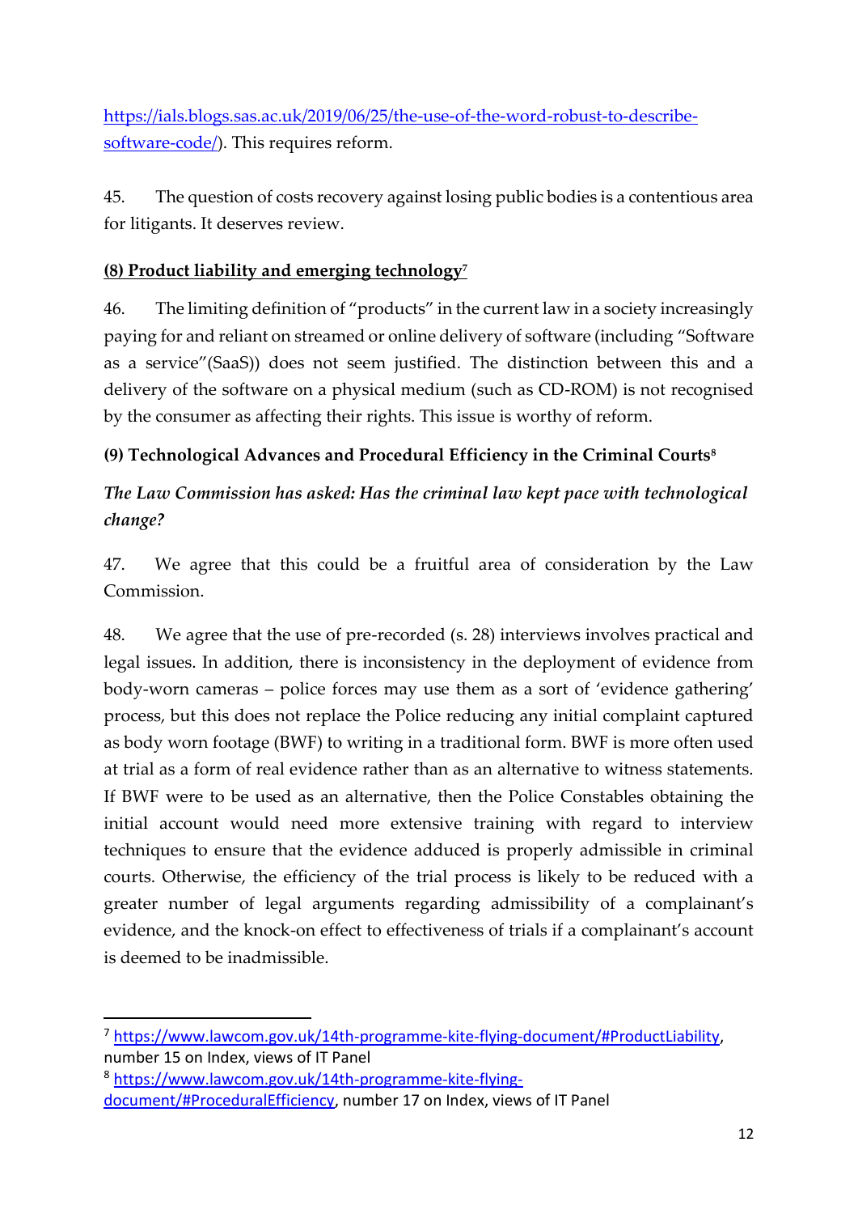https://ials.blogs.sas.ac.uk/2019/06/25/the-use-of-the-word-robust-to-describe-software-code/). This requires reform.

45. The question of costs recovery against losing public bodies is a contentious area for litigants. It deserves review.

**(8) Product liability and emerging technology[7]**

46. The limiting definition of "products" in the current law in a society increasingly paying for and reliant on streamed or online delivery of software (including "Software as a service"(SaaS)) does not seem justified. The distinction between this and a delivery of the software on a physical medium (such as CD-ROM) is not recognised by the consumer as affecting their rights. This issue is worthy of reform.

**(9) Technological Advances and Procedural Efficiency in the Criminal Courts[8]**

***The Law Commission has asked: Has the criminal law kept pace with technological change?***

47. We agree that this could be a fruitful area of consideration by the Law Commission.

48. We agree that the use of pre-recorded (s. 28) interviews involves practical and legal issues. In addition, there is inconsistency in the deployment of evidence from body-worn cameras – police forces may use them as a sort of 'evidence gathering' process, but this does not replace the Police reducing any initial complaint captured as body worn footage (BWF) to writing in a traditional form. BWF is more often used at trial as a form of real evidence rather than as an alternative to witness statements. If BWF were to be used as an alternative, then the Police Constables obtaining the initial account would need more extensive training with regard to interview techniques to ensure that the evidence adduced is properly admissible in criminal courts. Otherwise, the efficiency of the trial process is likely to be reduced with a greater number of legal arguments regarding admissibility of a complainant's evidence, and the knock-on effect to effectiveness of trials if a complainant's account is deemed to be inadmissible.

---

[7] https://www.lawcom.gov.uk/14th-programme-kite-flying-document/#ProductLiability, number 15 on Index, views of IT Panel

[8] https://www.lawcom.gov.uk/14th-programme-kite-flying-document/#ProceduralEfficiency, number 17 on Index, views of IT Panel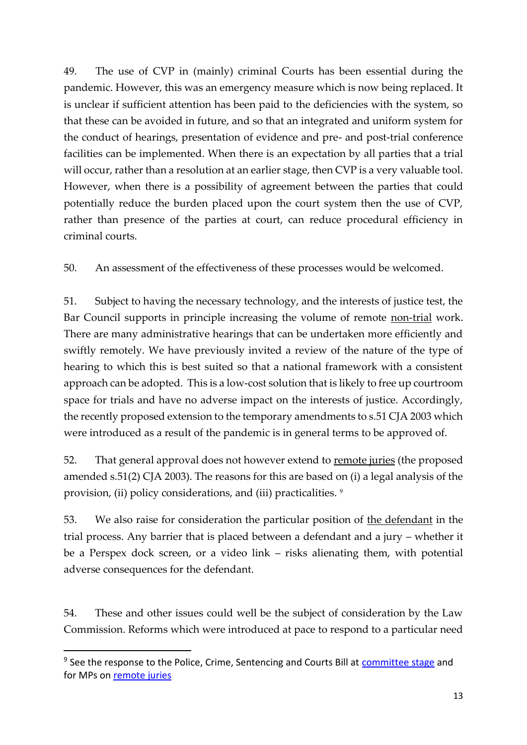49. The use of CVP in (mainly) criminal Courts has been essential during the pandemic. However, this was an emergency measure which is now being replaced. It is unclear if sufficient attention has been paid to the deficiencies with the system, so that these can be avoided in future, and so that an integrated and uniform system for the conduct of hearings, presentation of evidence and pre- and post-trial conference facilities can be implemented. When there is an expectation by all parties that a trial will occur, rather than a resolution at an earlier stage, then CVP is a very valuable tool. However, when there is a possibility of agreement between the parties that could potentially reduce the burden placed upon the court system then the use of CVP, rather than presence of the parties at court, can reduce procedural efficiency in criminal courts.

50. An assessment of the effectiveness of these processes would be welcomed.

51. Subject to having the necessary technology, and the interests of justice test, the Bar Council supports in principle increasing the volume of remote non-trial work. There are many administrative hearings that can be undertaken more efficiently and swiftly remotely. We have previously invited a review of the nature of the type of hearing to which this is best suited so that a national framework with a consistent approach can be adopted. This is a low-cost solution that is likely to free up courtroom space for trials and have no adverse impact on the interests of justice. Accordingly, the recently proposed extension to the temporary amendments to s.51 CJA 2003 which were introduced as a result of the pandemic is in general terms to be approved of.

52. That general approval does not however extend to remote juries (the proposed amended s.51(2) CJA 2003). The reasons for this are based on (i) a legal analysis of the provision, (ii) policy considerations, and (iii) practicalities. [9]

53. We also raise for consideration the particular position of the defendant in the trial process. Any barrier that is placed between a defendant and a jury – whether it be a Perspex dock screen, or a video link – risks alienating them, with potential adverse consequences for the defendant.

54. These and other issues could well be the subject of consideration by the Law Commission. Reforms which were introduced at pace to respond to a particular need

[9] See the response to the Police, Crime, Sentencing and Courts Bill at committee stage and for MPs on remote juries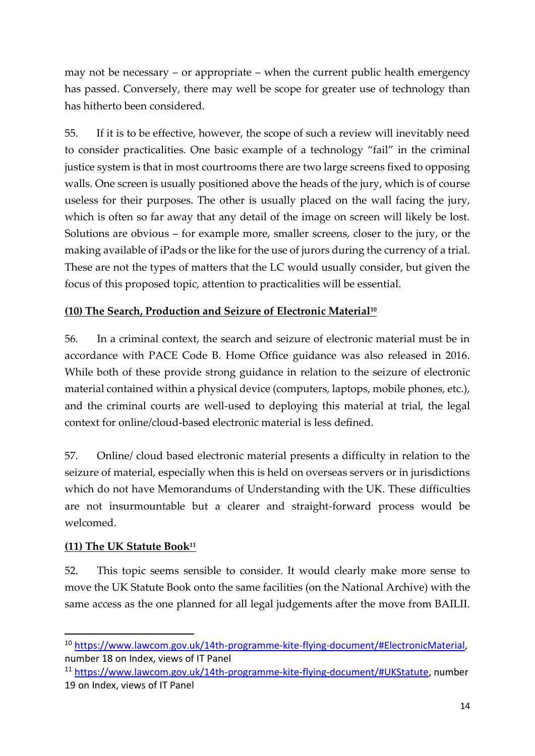may not be necessary – or appropriate – when the current public health emergency has passed. Conversely, there may well be scope for greater use of technology than has hitherto been considered.

55. If it is to be effective, however, the scope of such a review will inevitably need to consider practicalities. One basic example of a technology "fail" in the criminal justice system is that in most courtrooms there are two large screens fixed to opposing walls. One screen is usually positioned above the heads of the jury, which is of course useless for their purposes. The other is usually placed on the wall facing the jury, which is often so far away that any detail of the image on screen will likely be lost. Solutions are obvious – for example more, smaller screens, closer to the jury, or the making available of iPads or the like for the use of jurors during the currency of a trial. These are not the types of matters that the LC would usually consider, but given the focus of this proposed topic, attention to practicalities will be essential.

### (10) The Search, Production and Seizure of Electronic Material[10]

56. In a criminal context, the search and seizure of electronic material must be in accordance with PACE Code B. Home Office guidance was also released in 2016. While both of these provide strong guidance in relation to the seizure of electronic material contained within a physical device (computers, laptops, mobile phones, etc.), and the criminal courts are well-used to deploying this material at trial, the legal context for online/cloud-based electronic material is less defined.

57. Online/ cloud based electronic material presents a difficulty in relation to the seizure of material, especially when this is held on overseas servers or in jurisdictions which do not have Memorandums of Understanding with the UK. These difficulties are not insurmountable but a clearer and straight-forward process would be welcomed.

### (11) The UK Statute Book[11]

52. This topic seems sensible to consider. It would clearly make more sense to move the UK Statute Book onto the same facilities (on the National Archive) with the same access as the one planned for all legal judgements after the move from BAILII.

---

[10] https://www.lawcom.gov.uk/14th-programme-kite-flying-document/#ElectronicMaterial, number 18 on Index, views of IT Panel

[11] https://www.lawcom.gov.uk/14th-programme-kite-flying-document/#UKStatute, number 19 on Index, views of IT Panel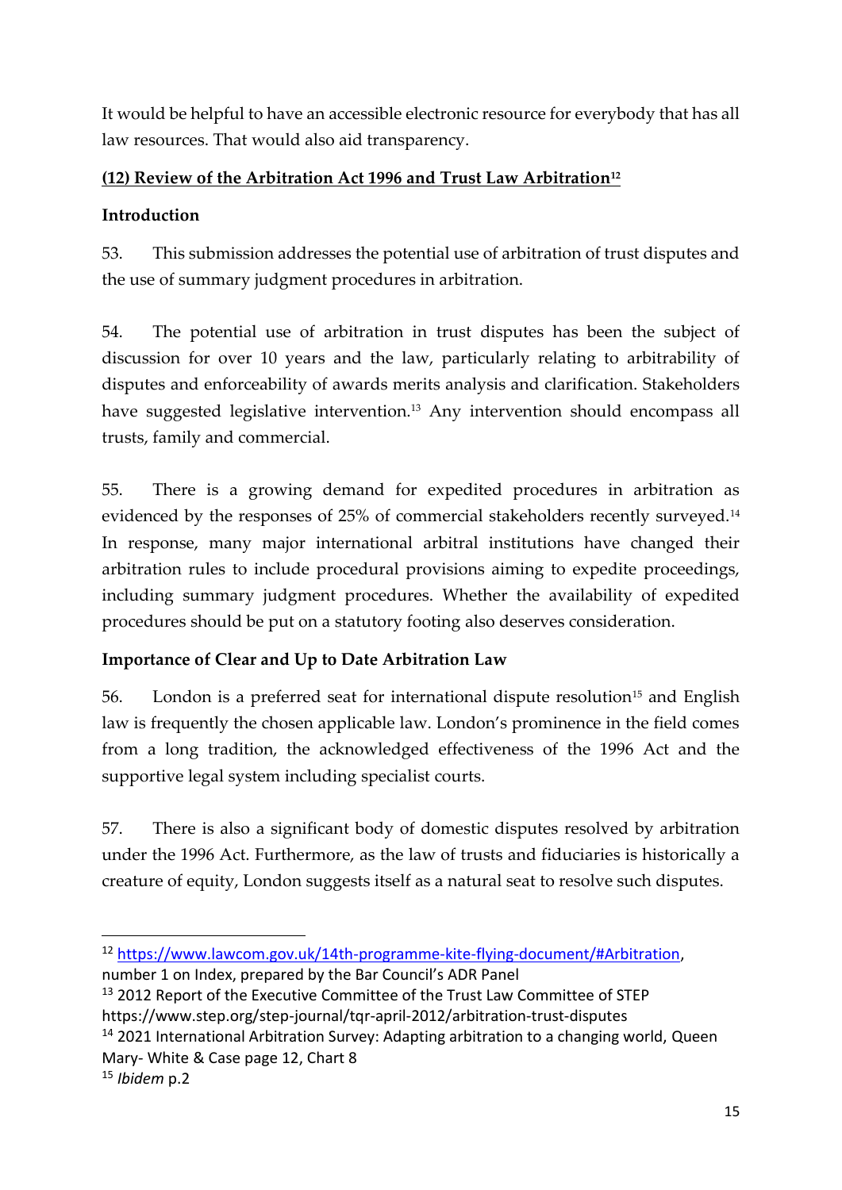It would be helpful to have an accessible electronic resource for everybody that has all law resources. That would also aid transparency.

**(12) Review of the Arbitration Act 1996 and Trust Law Arbitration[12]**

**Introduction**

53. This submission addresses the potential use of arbitration of trust disputes and the use of summary judgment procedures in arbitration.

54. The potential use of arbitration in trust disputes has been the subject of discussion for over 10 years and the law, particularly relating to arbitrability of disputes and enforceability of awards merits analysis and clarification. Stakeholders have suggested legislative intervention.[13] Any intervention should encompass all trusts, family and commercial.

55. There is a growing demand for expedited procedures in arbitration as evidenced by the responses of 25% of commercial stakeholders recently surveyed.[14] In response, many major international arbitral institutions have changed their arbitration rules to include procedural provisions aiming to expedite proceedings, including summary judgment procedures. Whether the availability of expedited procedures should be put on a statutory footing also deserves consideration.

**Importance of Clear and Up to Date Arbitration Law**

56. London is a preferred seat for international dispute resolution[15] and English law is frequently the chosen applicable law. London's prominence in the field comes from a long tradition, the acknowledged effectiveness of the 1996 Act and the supportive legal system including specialist courts.

57. There is also a significant body of domestic disputes resolved by arbitration under the 1996 Act. Furthermore, as the law of trusts and fiduciaries is historically a creature of equity, London suggests itself as a natural seat to resolve such disputes.

---

[12] https://www.lawcom.gov.uk/14th-programme-kite-flying-document/#Arbitration, number 1 on Index, prepared by the Bar Council's ADR Panel

[13] 2012 Report of the Executive Committee of the Trust Law Committee of STEP https://www.step.org/step-journal/tqr-april-2012/arbitration-trust-disputes

[14] 2021 International Arbitration Survey: Adapting arbitration to a changing world, Queen Mary- White & Case page 12, Chart 8

[15] *Ibidem* p.2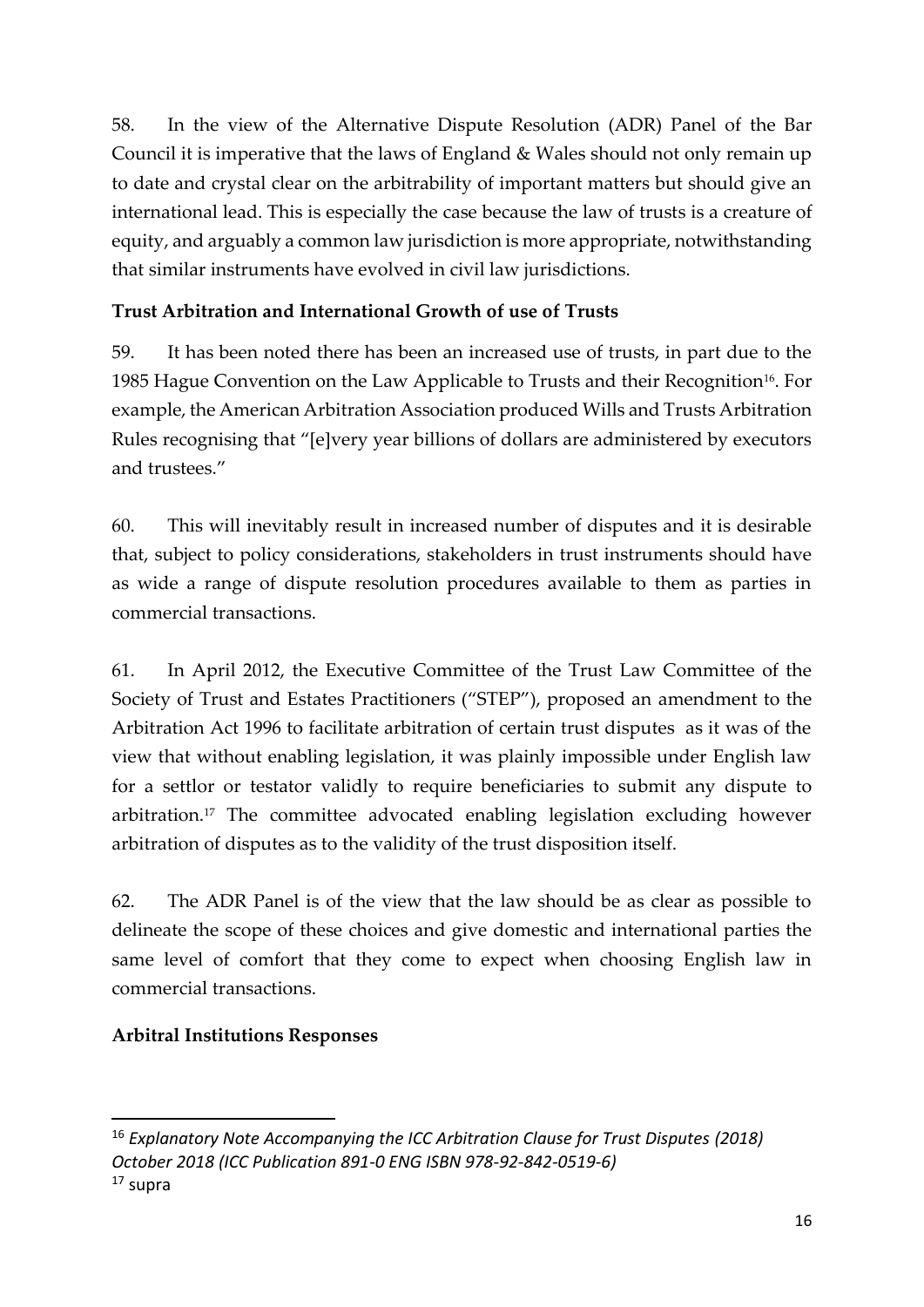58. In the view of the Alternative Dispute Resolution (ADR) Panel of the Bar Council it is imperative that the laws of England & Wales should not only remain up to date and crystal clear on the arbitrability of important matters but should give an international lead. This is especially the case because the law of trusts is a creature of equity, and arguably a common law jurisdiction is more appropriate, notwithstanding that similar instruments have evolved in civil law jurisdictions.

**Trust Arbitration and International Growth of use of Trusts**

59. It has been noted there has been an increased use of trusts, in part due to the 1985 Hague Convention on the Law Applicable to Trusts and their Recognition[16]. For example, the American Arbitration Association produced Wills and Trusts Arbitration Rules recognising that "[e]very year billions of dollars are administered by executors and trustees."

60. This will inevitably result in increased number of disputes and it is desirable that, subject to policy considerations, stakeholders in trust instruments should have as wide a range of dispute resolution procedures available to them as parties in commercial transactions.

61. In April 2012, the Executive Committee of the Trust Law Committee of the Society of Trust and Estates Practitioners ("STEP"), proposed an amendment to the Arbitration Act 1996 to facilitate arbitration of certain trust disputes as it was of the view that without enabling legislation, it was plainly impossible under English law for a settlor or testator validly to require beneficiaries to submit any dispute to arbitration.[17] The committee advocated enabling legislation excluding however arbitration of disputes as to the validity of the trust disposition itself.

62. The ADR Panel is of the view that the law should be as clear as possible to delineate the scope of these choices and give domestic and international parties the same level of comfort that they come to expect when choosing English law in commercial transactions.

**Arbitral Institutions Responses**

---

[16] *Explanatory Note Accompanying the ICC Arbitration Clause for Trust Disputes (2018) October 2018 (ICC Publication 891-0 ENG ISBN 978-92-842-0519-6)*

[17] supra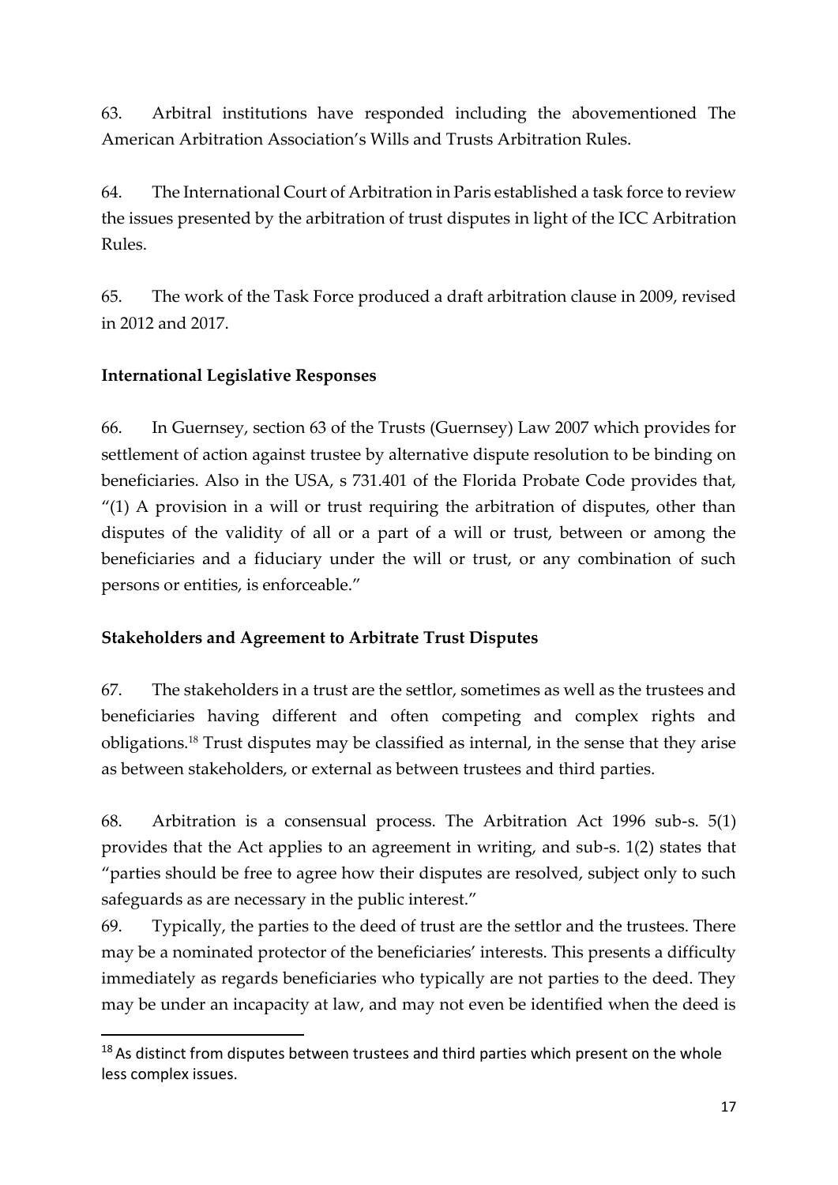63. Arbitral institutions have responded including the abovementioned The American Arbitration Association's Wills and Trusts Arbitration Rules.

64. The International Court of Arbitration in Paris established a task force to review the issues presented by the arbitration of trust disputes in light of the ICC Arbitration Rules.

65. The work of the Task Force produced a draft arbitration clause in 2009, revised in 2012 and 2017.

**International Legislative Responses**

66. In Guernsey, section 63 of the Trusts (Guernsey) Law 2007 which provides for settlement of action against trustee by alternative dispute resolution to be binding on beneficiaries. Also in the USA, s 731.401 of the Florida Probate Code provides that, "(1) A provision in a will or trust requiring the arbitration of disputes, other than disputes of the validity of all or a part of a will or trust, between or among the beneficiaries and a fiduciary under the will or trust, or any combination of such persons or entities, is enforceable."

**Stakeholders and Agreement to Arbitrate Trust Disputes**

67. The stakeholders in a trust are the settlor, sometimes as well as the trustees and beneficiaries having different and often competing and complex rights and obligations.[18] Trust disputes may be classified as internal, in the sense that they arise as between stakeholders, or external as between trustees and third parties.

68. Arbitration is a consensual process. The Arbitration Act 1996 sub-s. 5(1) provides that the Act applies to an agreement in writing, and sub-s. 1(2) states that "parties should be free to agree how their disputes are resolved, subject only to such safeguards as are necessary in the public interest."

69. Typically, the parties to the deed of trust are the settlor and the trustees. There may be a nominated protector of the beneficiaries' interests. This presents a difficulty immediately as regards beneficiaries who typically are not parties to the deed. They may be under an incapacity at law, and may not even be identified when the deed is

[18] As distinct from disputes between trustees and third parties which present on the whole less complex issues.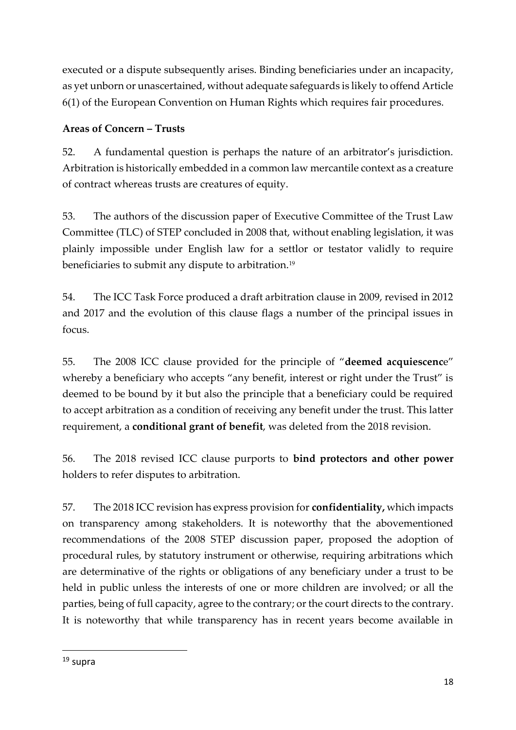executed or a dispute subsequently arises. Binding beneficiaries under an incapacity, as yet unborn or unascertained, without adequate safeguards is likely to offend Article 6(1) of the European Convention on Human Rights which requires fair procedures.

**Areas of Concern – Trusts**

52. A fundamental question is perhaps the nature of an arbitrator's jurisdiction. Arbitration is historically embedded in a common law mercantile context as a creature of contract whereas trusts are creatures of equity.

53. The authors of the discussion paper of Executive Committee of the Trust Law Committee (TLC) of STEP concluded in 2008 that, without enabling legislation, it was plainly impossible under English law for a settlor or testator validly to require beneficiaries to submit any dispute to arbitration.[19]

54. The ICC Task Force produced a draft arbitration clause in 2009, revised in 2012 and 2017 and the evolution of this clause flags a number of the principal issues in focus.

55. The 2008 ICC clause provided for the principle of "**deemed acquiescenc**e" whereby a beneficiary who accepts "any benefit, interest or right under the Trust" is deemed to be bound by it but also the principle that a beneficiary could be required to accept arbitration as a condition of receiving any benefit under the trust. This latter requirement, a **conditional grant of benefit**, was deleted from the 2018 revision.

56. The 2018 revised ICC clause purports to **bind protectors and other power** holders to refer disputes to arbitration.

57. The 2018 ICC revision has express provision for **confidentiality,** which impacts on transparency among stakeholders. It is noteworthy that the abovementioned recommendations of the 2008 STEP discussion paper, proposed the adoption of procedural rules, by statutory instrument or otherwise, requiring arbitrations which are determinative of the rights or obligations of any beneficiary under a trust to be held in public unless the interests of one or more children are involved; or all the parties, being of full capacity, agree to the contrary; or the court directs to the contrary. It is noteworthy that while transparency has in recent years become available in

[19] supra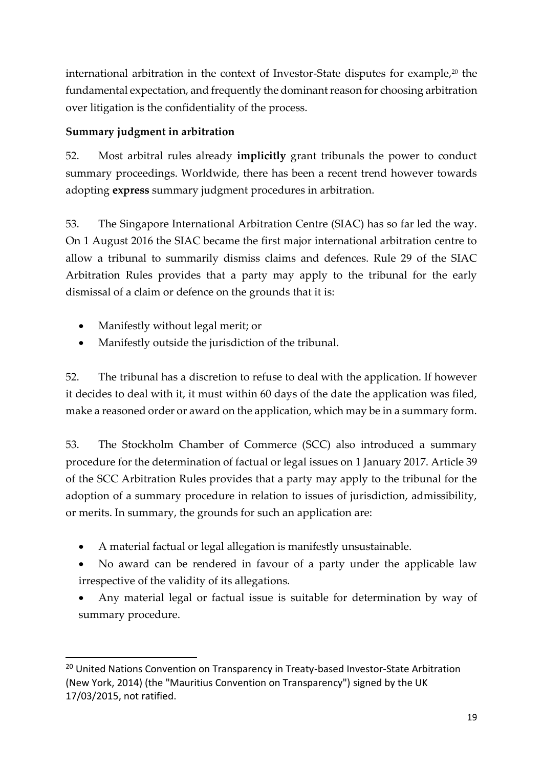international arbitration in the context of Investor-State disputes for example,[20] the fundamental expectation, and frequently the dominant reason for choosing arbitration over litigation is the confidentiality of the process.

**Summary judgment in arbitration**

52. Most arbitral rules already **implicitly** grant tribunals the power to conduct summary proceedings. Worldwide, there has been a recent trend however towards adopting **express** summary judgment procedures in arbitration.

53. The Singapore International Arbitration Centre (SIAC) has so far led the way. On 1 August 2016 the SIAC became the first major international arbitration centre to allow a tribunal to summarily dismiss claims and defences. Rule 29 of the SIAC Arbitration Rules provides that a party may apply to the tribunal for the early dismissal of a claim or defence on the grounds that it is:

- Manifestly without legal merit; or
- Manifestly outside the jurisdiction of the tribunal.

52. The tribunal has a discretion to refuse to deal with the application. If however it decides to deal with it, it must within 60 days of the date the application was filed, make a reasoned order or award on the application, which may be in a summary form.

53. The Stockholm Chamber of Commerce (SCC) also introduced a summary procedure for the determination of factual or legal issues on 1 January 2017. Article 39 of the SCC Arbitration Rules provides that a party may apply to the tribunal for the adoption of a summary procedure in relation to issues of jurisdiction, admissibility, or merits. In summary, the grounds for such an application are:

- A material factual or legal allegation is manifestly unsustainable.
- No award can be rendered in favour of a party under the applicable law irrespective of the validity of its allegations.
- Any material legal or factual issue is suitable for determination by way of summary procedure.

---

[20] United Nations Convention on Transparency in Treaty-based Investor-State Arbitration (New York, 2014) (the "Mauritius Convention on Transparency") signed by the UK 17/03/2015, not ratified.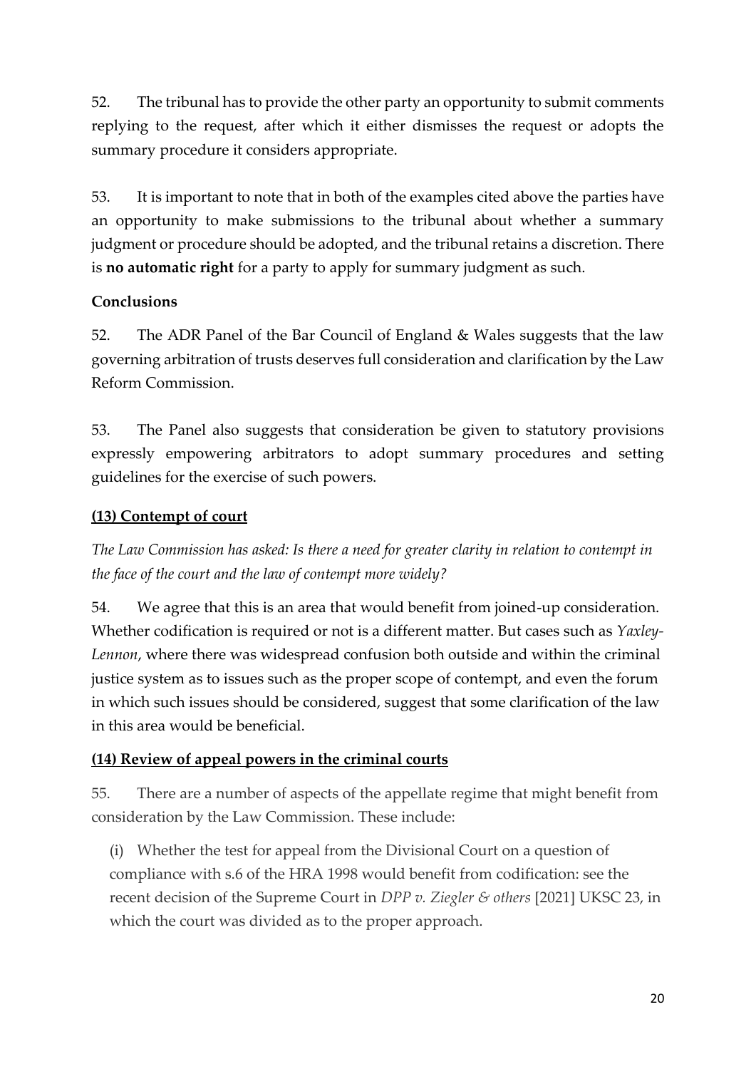52. The tribunal has to provide the other party an opportunity to submit comments replying to the request, after which it either dismisses the request or adopts the summary procedure it considers appropriate.

53. It is important to note that in both of the examples cited above the parties have an opportunity to make submissions to the tribunal about whether a summary judgment or procedure should be adopted, and the tribunal retains a discretion. There is **no automatic right** for a party to apply for summary judgment as such.

**Conclusions**

52. The ADR Panel of the Bar Council of England & Wales suggests that the law governing arbitration of trusts deserves full consideration and clarification by the Law Reform Commission.

53. The Panel also suggests that consideration be given to statutory provisions expressly empowering arbitrators to adopt summary procedures and setting guidelines for the exercise of such powers.

**(13) Contempt of court**

*The Law Commission has asked: Is there a need for greater clarity in relation to contempt in the face of the court and the law of contempt more widely?*

54. We agree that this is an area that would benefit from joined-up consideration. Whether codification is required or not is a different matter. But cases such as *Yaxley-Lennon*, where there was widespread confusion both outside and within the criminal justice system as to issues such as the proper scope of contempt, and even the forum in which such issues should be considered, suggest that some clarification of the law in this area would be beneficial.

**(14) Review of appeal powers in the criminal courts**

55. There are a number of aspects of the appellate regime that might benefit from consideration by the Law Commission. These include:

(i) Whether the test for appeal from the Divisional Court on a question of compliance with s.6 of the HRA 1998 would benefit from codification: see the recent decision of the Supreme Court in *DPP v. Ziegler & others* [2021] UKSC 23, in which the court was divided as to the proper approach.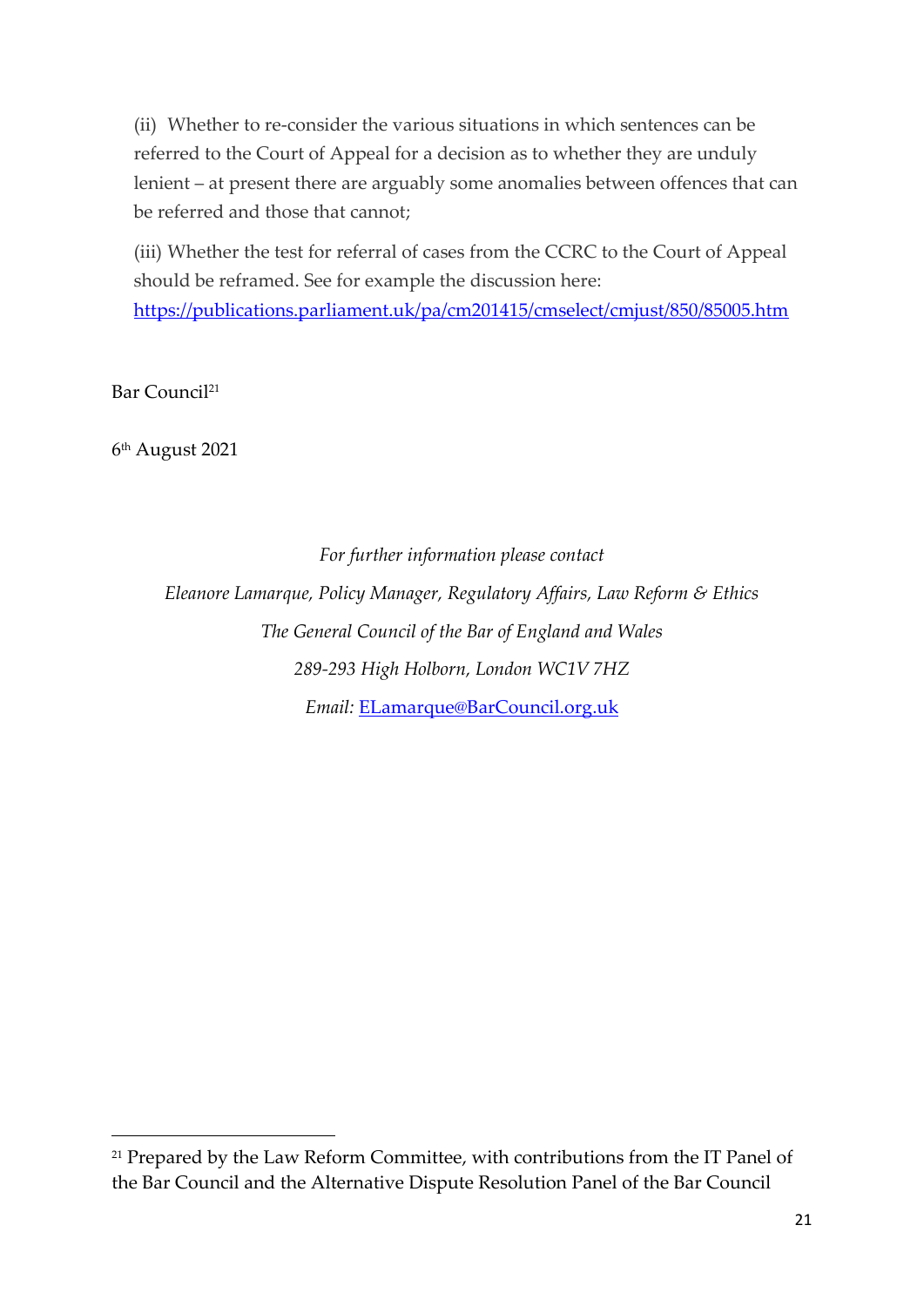(ii) Whether to re-consider the various situations in which sentences can be referred to the Court of Appeal for a decision as to whether they are unduly lenient – at present there are arguably some anomalies between offences that can be referred and those that cannot;

(iii) Whether the test for referral of cases from the CCRC to the Court of Appeal should be reframed. See for example the discussion here: https://publications.parliament.uk/pa/cm201415/cmselect/cmjust/850/85005.htm

Bar Council[21]

6th August 2021

*For further information please contact*

*Eleanore Lamarque, Policy Manager, Regulatory Affairs, Law Reform & Ethics*

*The General Council of the Bar of England and Wales*

*289-293 High Holborn, London WC1V 7HZ*

*Email:* ELamarque@BarCouncil.org.uk

---

[21] Prepared by the Law Reform Committee, with contributions from the IT Panel of the Bar Council and the Alternative Dispute Resolution Panel of the Bar Council